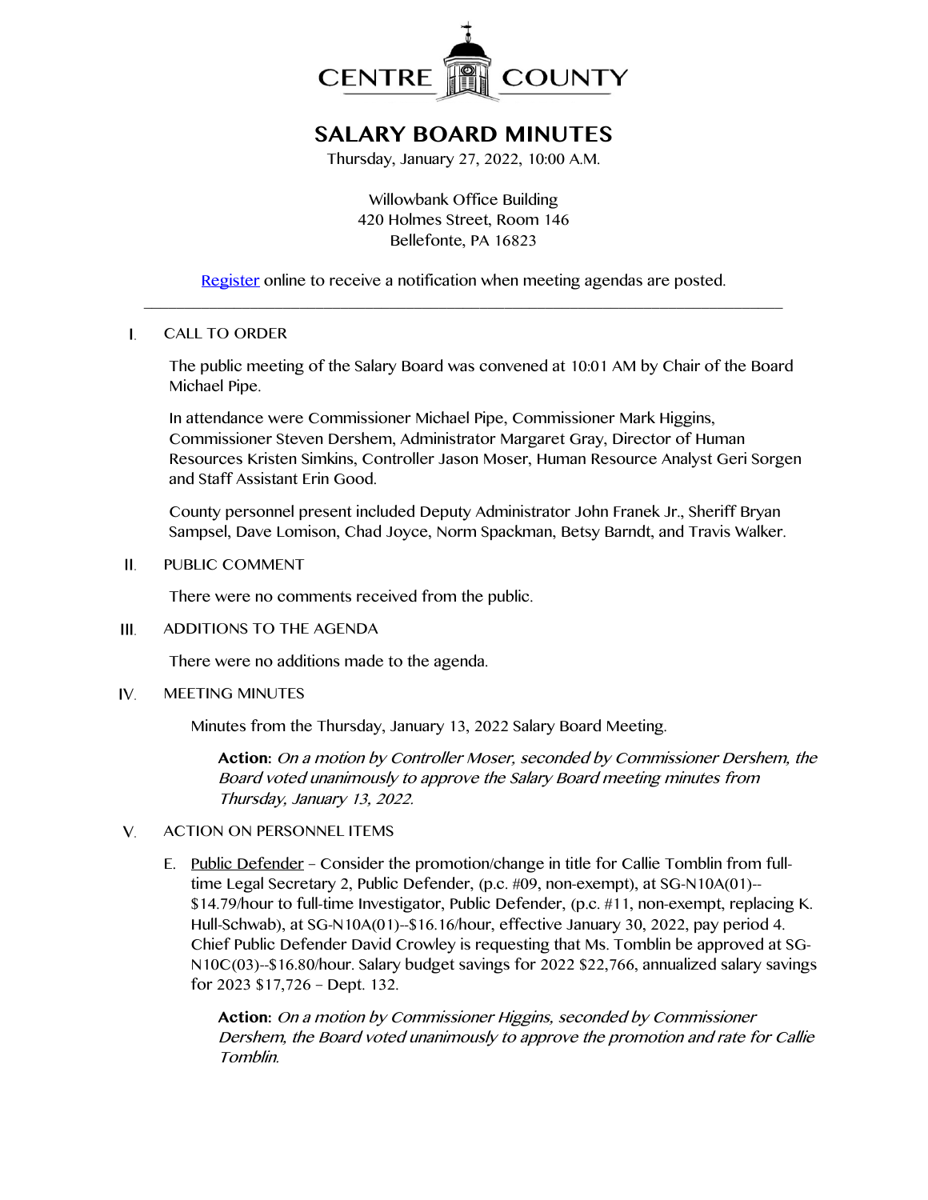CENTRE COUNTY

# SALARY BOARD MINUTES

Thursday, January 27, 2022, 10:00 A.M.

Willowbank Office Building
420 Holmes Street, Room 146
Bellefonte, PA 16823

Register online to receive a notification when meeting agendas are posted.

---

## I. CALL TO ORDER

The public meeting of the Salary Board was convened at 10:01 AM by Chair of the Board Michael Pipe.

In attendance were Commissioner Michael Pipe, Commissioner Mark Higgins, Commissioner Steven Dershem, Administrator Margaret Gray, Director of Human Resources Kristen Simkins, Controller Jason Moser, Human Resource Analyst Geri Sorgen and Staff Assistant Erin Good.

County personnel present included Deputy Administrator John Franek Jr., Sheriff Bryan Sampsel, Dave Lomison, Chad Joyce, Norm Spackman, Betsy Barndt, and Travis Walker.

## II. PUBLIC COMMENT

There were no comments received from the public.

## III. ADDITIONS TO THE AGENDA

There were no additions made to the agenda.

## IV. MEETING MINUTES

Minutes from the Thursday, January 13, 2022 Salary Board Meeting.

**Action:** *On a motion by Controller Moser, seconded by Commissioner Dershem, the Board voted unanimously to approve the Salary Board meeting minutes from Thursday, January 13, 2022.*

## V. ACTION ON PERSONNEL ITEMS

E. Public Defender – Consider the promotion/change in title for Callie Tomblin from full-time Legal Secretary 2, Public Defender, (p.c. #09, non-exempt), at SG-N10A(01)--$14.79/hour to full-time Investigator, Public Defender, (p.c. #11, non-exempt, replacing K. Hull-Schwab), at SG-N10A(01)--$16.16/hour, effective January 30, 2022, pay period 4. Chief Public Defender David Crowley is requesting that Ms. Tomblin be approved at SG-N10C(03)--$16.80/hour. Salary budget savings for 2022 $22,766, annualized salary savings for 2023 $17,726 – Dept. 132.

**Action:** *On a motion by Commissioner Higgins, seconded by Commissioner Dershem, the Board voted unanimously to approve the promotion and rate for Callie Tomblin.*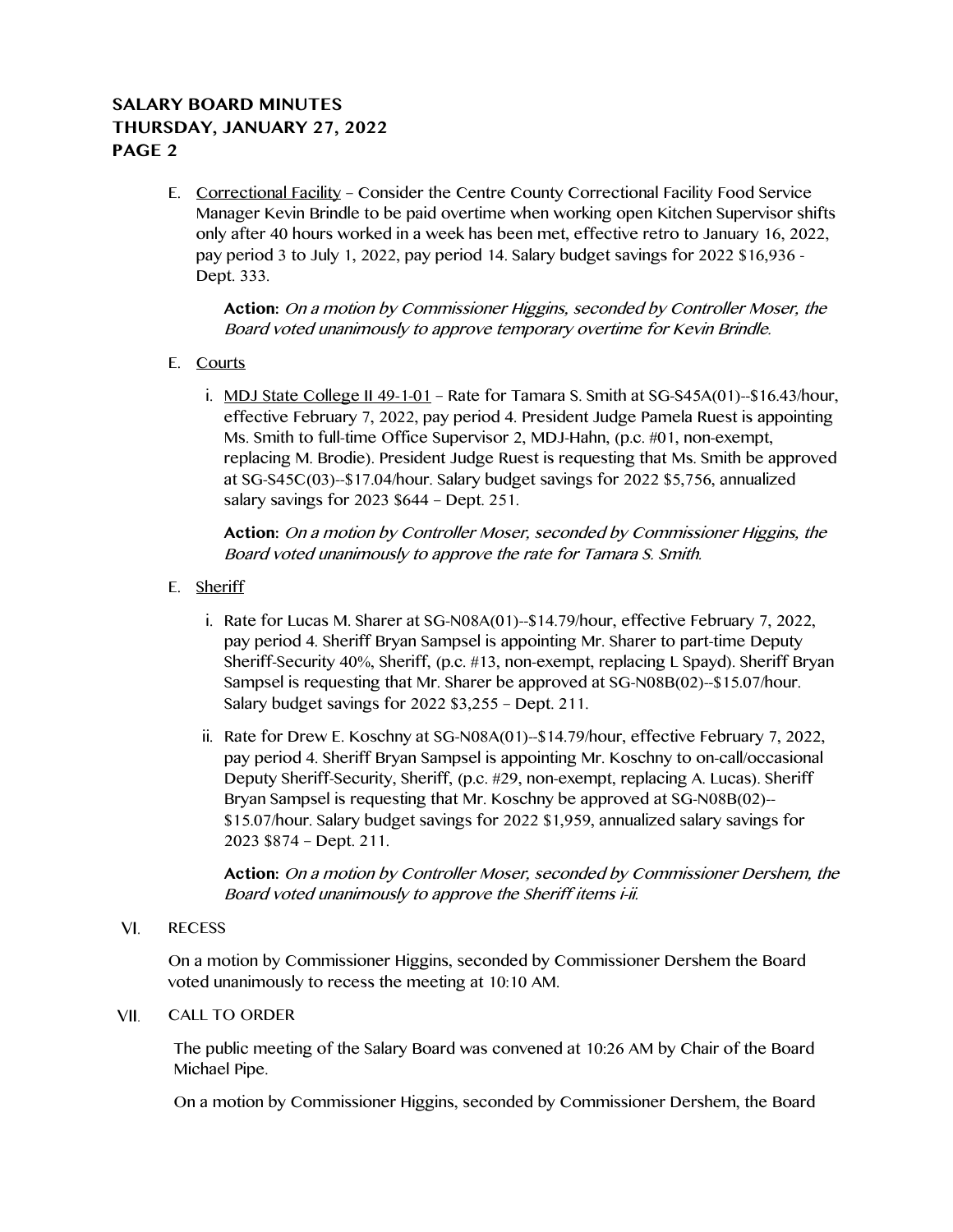E. Correctional Facility – Consider the Centre County Correctional Facility Food Service Manager Kevin Brindle to be paid overtime when working open Kitchen Supervisor shifts only after 40 hours worked in a week has been met, effective retro to January 16, 2022, pay period 3 to July 1, 2022, pay period 14. Salary budget savings for 2022 $16,936 - Dept. 333.

**Action:** *On a motion by Commissioner Higgins, seconded by Controller Moser, the Board voted unanimously to approve temporary overtime for Kevin Brindle.*

E. Courts

i. MDJ State College II 49-1-01 – Rate for Tamara S. Smith at SG-S45A(01)--$16.43/hour, effective February 7, 2022, pay period 4. President Judge Pamela Ruest is appointing Ms. Smith to full-time Office Supervisor 2, MDJ-Hahn, (p.c. #01, non-exempt, replacing M. Brodie). President Judge Ruest is requesting that Ms. Smith be approved at SG-S45C(03)--$17.04/hour. Salary budget savings for 2022 $5,756, annualized salary savings for 2023 $644 – Dept. 251.

**Action:** *On a motion by Controller Moser, seconded by Commissioner Higgins, the Board voted unanimously to approve the rate for Tamara S. Smith.*

E. Sheriff

i. Rate for Lucas M. Sharer at SG-N08A(01)--$14.79/hour, effective February 7, 2022, pay period 4. Sheriff Bryan Sampsel is appointing Mr. Sharer to part-time Deputy Sheriff-Security 40%, Sheriff, (p.c. #13, non-exempt, replacing L Spayd). Sheriff Bryan Sampsel is requesting that Mr. Sharer be approved at SG-N08B(02)--$15.07/hour. Salary budget savings for 2022 $3,255 – Dept. 211.

ii. Rate for Drew E. Koschny at SG-N08A(01)--$14.79/hour, effective February 7, 2022, pay period 4. Sheriff Bryan Sampsel is appointing Mr. Koschny to on-call/occasional Deputy Sheriff-Security, Sheriff, (p.c. #29, non-exempt, replacing A. Lucas). Sheriff Bryan Sampsel is requesting that Mr. Koschny be approved at SG-N08B(02)--$15.07/hour. Salary budget savings for 2022 $1,959, annualized salary savings for 2023 $874 – Dept. 211.

**Action:** *On a motion by Controller Moser, seconded by Commissioner Dershem, the Board voted unanimously to approve the Sheriff items i-ii.*

VI. RECESS

On a motion by Commissioner Higgins, seconded by Commissioner Dershem the Board voted unanimously to recess the meeting at 10:10 AM.

VII. CALL TO ORDER

The public meeting of the Salary Board was convened at 10:26 AM by Chair of the Board Michael Pipe.

On a motion by Commissioner Higgins, seconded by Commissioner Dershem, the Board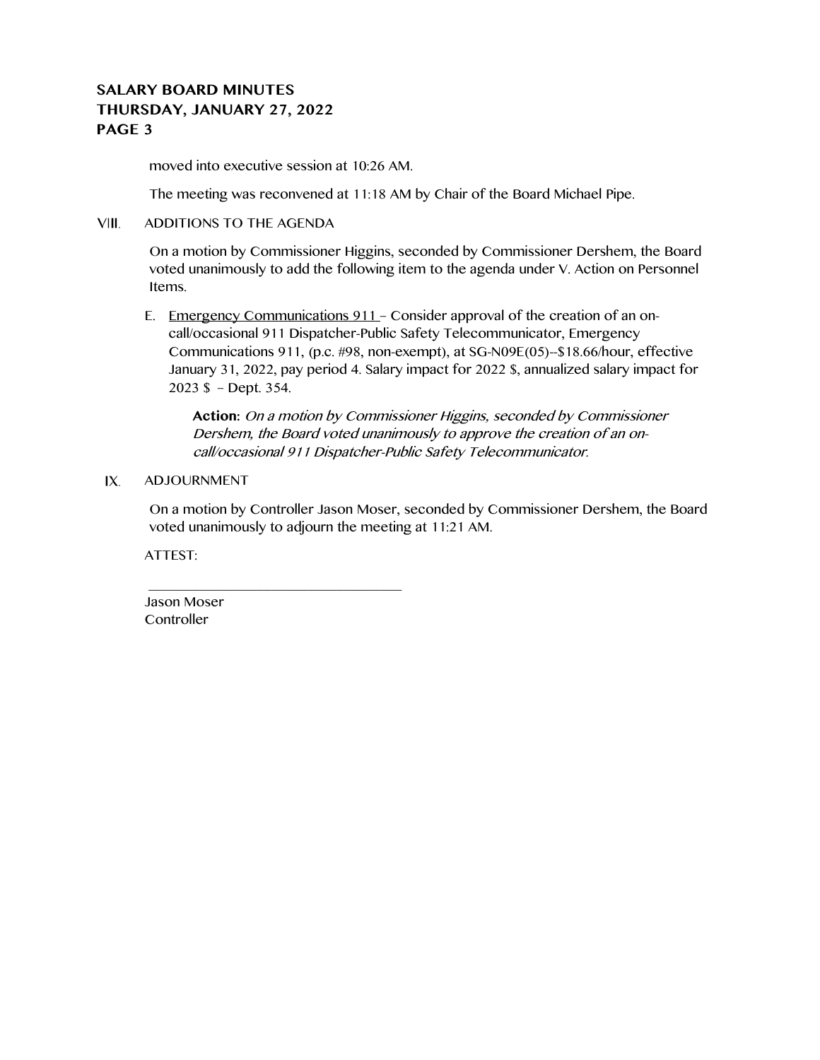moved into executive session at 10:26 AM.

The meeting was reconvened at 11:18 AM by Chair of the Board Michael Pipe.

VIII. ADDITIONS TO THE AGENDA

On a motion by Commissioner Higgins, seconded by Commissioner Dershem, the Board voted unanimously to add the following item to the agenda under V. Action on Personnel Items.

E. Emergency Communications 911 – Consider approval of the creation of an on-call/occasional 911 Dispatcher-Public Safety Telecommunicator, Emergency Communications 911, (p.c. #98, non-exempt), at SG-N09E(05)--$18.66/hour, effective January 31, 2022, pay period 4. Salary impact for 2022 $, annualized salary impact for 2023 $ – Dept. 354.

> **Action:** *On a motion by Commissioner Higgins, seconded by Commissioner Dershem, the Board voted unanimously to approve the creation of an on-call/occasional 911 Dispatcher-Public Safety Telecommunicator.*

IX. ADJOURNMENT

On a motion by Controller Jason Moser, seconded by Commissioner Dershem, the Board voted unanimously to adjourn the meeting at 11:21 AM.

ATTEST:

\_\_\_\_\_\_\_\_\_\_\_\_\_\_\_\_\_\_\_\_\_\_\_\_\_\_\_\_\_\_\_\_\_\_

Jason Moser
Controller